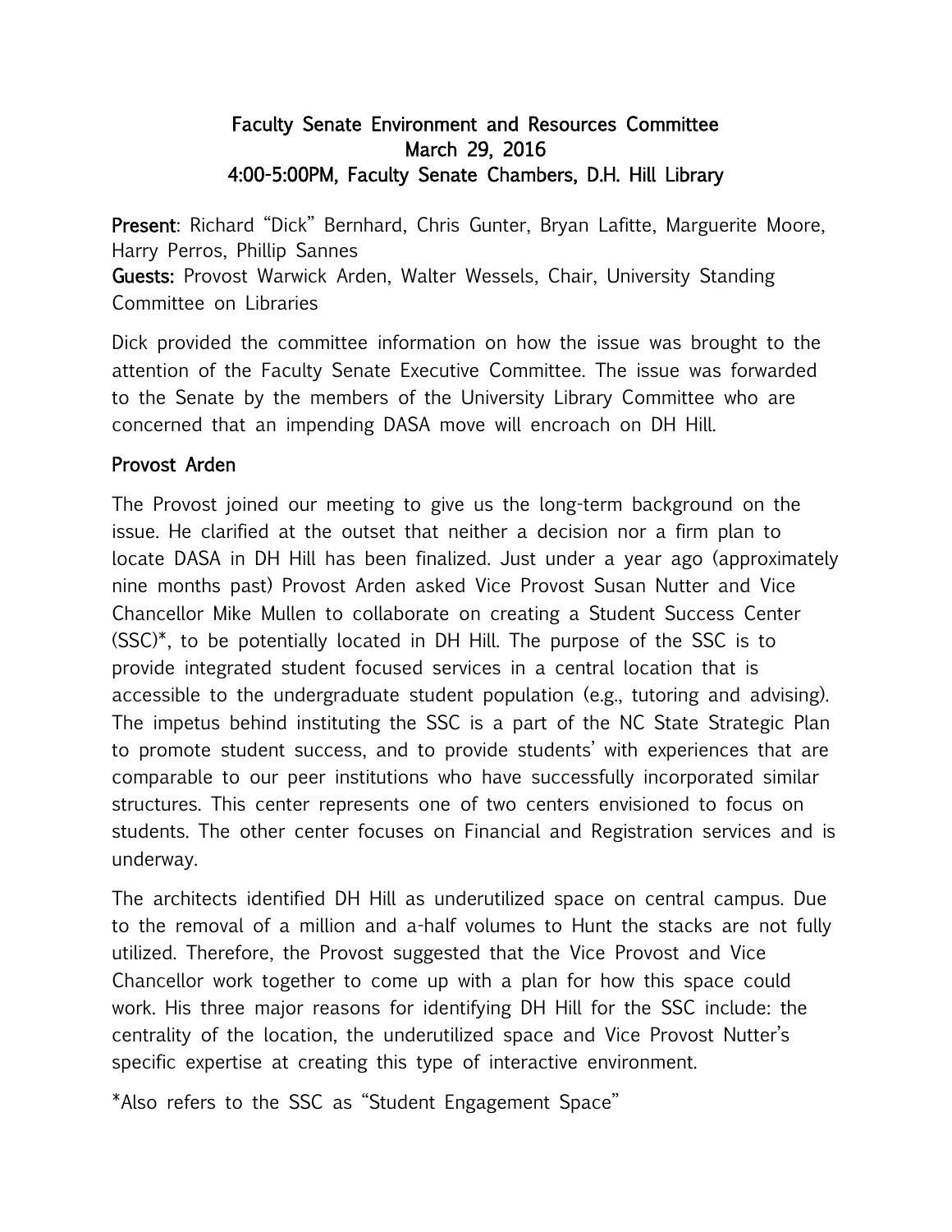# Faculty Senate Environment and Resources Committee
## March 29, 2016
## 4:00-5:00PM, Faculty Senate Chambers, D.H. Hill Library

**Present**: Richard "Dick" Bernhard, Chris Gunter, Bryan Lafitte, Marguerite Moore, Harry Perros, Phillip Sannes
**Guests:** Provost Warwick Arden, Walter Wessels, Chair, University Standing Committee on Libraries

Dick provided the committee information on how the issue was brought to the attention of the Faculty Senate Executive Committee. The issue was forwarded to the Senate by the members of the University Library Committee who are concerned that an impending DASA move will encroach on DH Hill.

### Provost Arden

The Provost joined our meeting to give us the long-term background on the issue. He clarified at the outset that neither a decision nor a firm plan to locate DASA in DH Hill has been finalized. Just under a year ago (approximately nine months past) Provost Arden asked Vice Provost Susan Nutter and Vice Chancellor Mike Mullen to collaborate on creating a Student Success Center (SSC)*, to be potentially located in DH Hill. The purpose of the SSC is to provide integrated student focused services in a central location that is accessible to the undergraduate student population (e.g., tutoring and advising). The impetus behind instituting the SSC is a part of the NC State Strategic Plan to promote student success, and to provide students' with experiences that are comparable to our peer institutions who have successfully incorporated similar structures. This center represents one of two centers envisioned to focus on students. The other center focuses on Financial and Registration services and is underway.

The architects identified DH Hill as underutilized space on central campus. Due to the removal of a million and a-half volumes to Hunt the stacks are not fully utilized. Therefore, the Provost suggested that the Vice Provost and Vice Chancellor work together to come up with a plan for how this space could work. His three major reasons for identifying DH Hill for the SSC include: the centrality of the location, the underutilized space and Vice Provost Nutter's specific expertise at creating this type of interactive environment.

*Also refers to the SSC as "Student Engagement Space"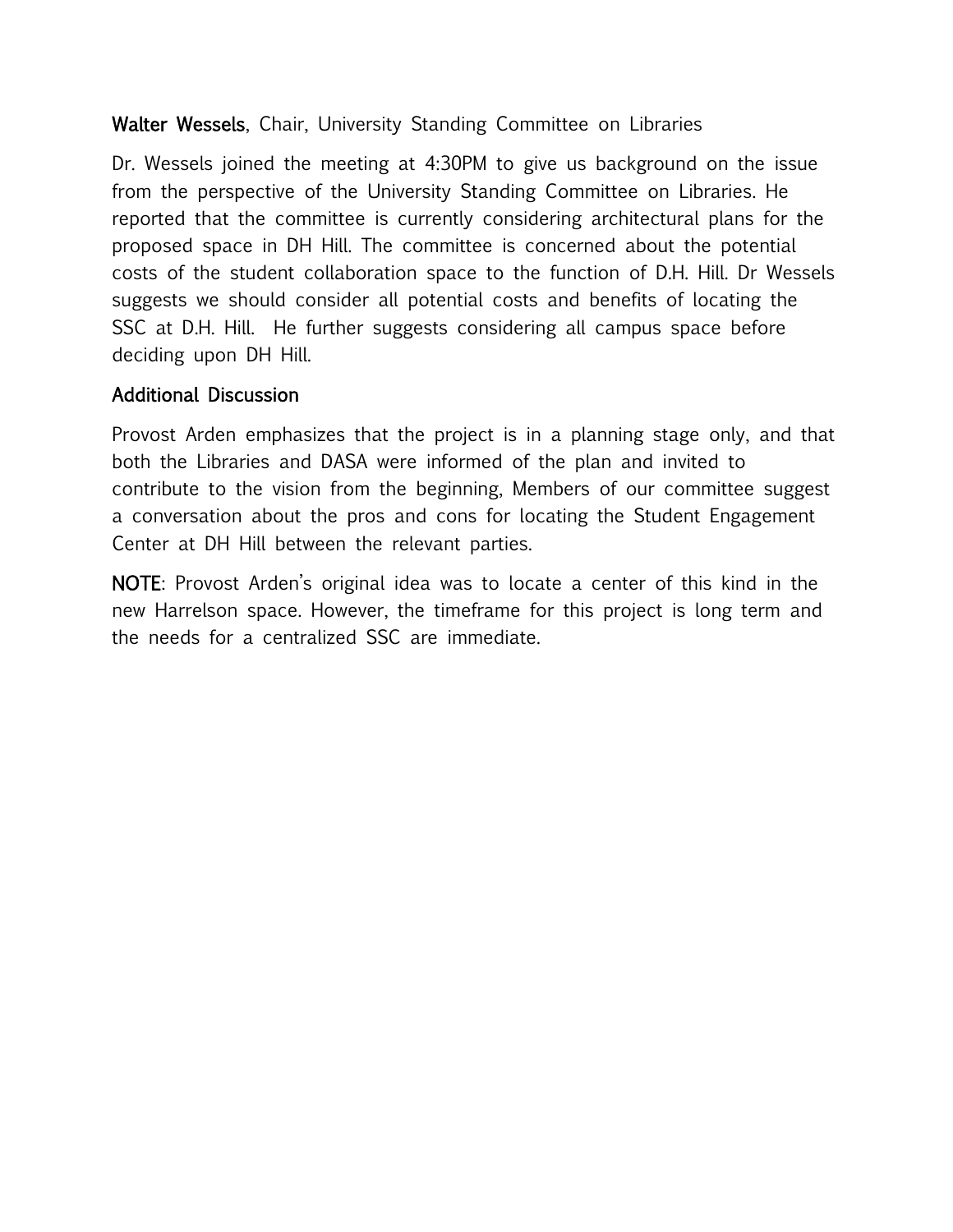**Walter Wessels**, Chair, University Standing Committee on Libraries

Dr. Wessels joined the meeting at 4:30PM to give us background on the issue from the perspective of the University Standing Committee on Libraries. He reported that the committee is currently considering architectural plans for the proposed space in DH Hill. The committee is concerned about the potential costs of the student collaboration space to the function of D.H. Hill. Dr Wessels suggests we should consider all potential costs and benefits of locating the SSC at D.H. Hill. He further suggests considering all campus space before deciding upon DH Hill.

**Additional Discussion**

Provost Arden emphasizes that the project is in a planning stage only, and that both the Libraries and DASA were informed of the plan and invited to contribute to the vision from the beginning, Members of our committee suggest a conversation about the pros and cons for locating the Student Engagement Center at DH Hill between the relevant parties.

**NOTE**: Provost Arden's original idea was to locate a center of this kind in the new Harrelson space. However, the timeframe for this project is long term and the needs for a centralized SSC are immediate.